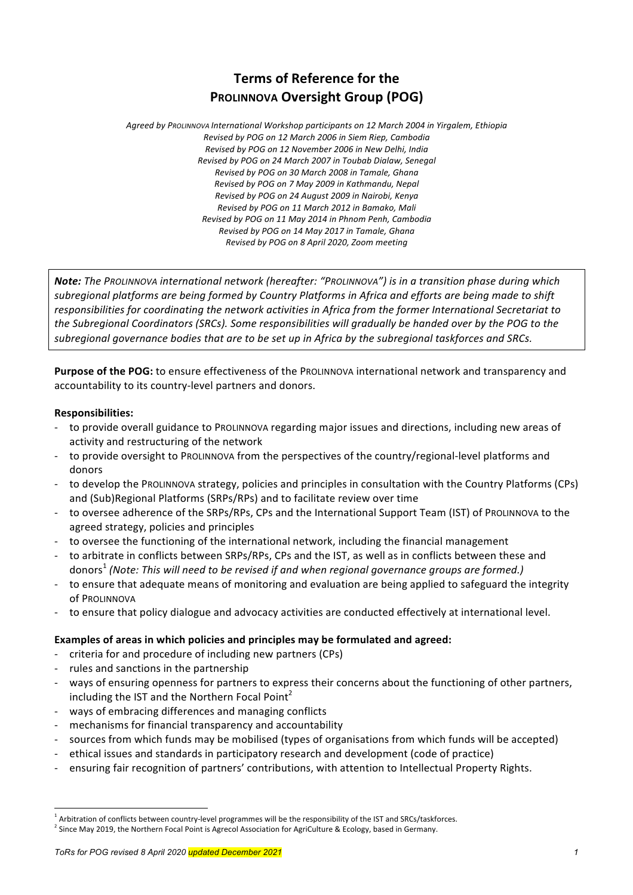# Terms of Reference for the PROLINNOVA Oversight Group (POG)

*Agreed by PROLINNOVA International Workshop participants on 12 March 2004 in Yirgalem, Ethiopia*
*Revised by POG on 12 March 2006 in Siem Riep, Cambodia*
*Revised by POG on 12 November 2006 in New Delhi, India*
*Revised by POG on 24 March 2007 in Toubab Dialaw, Senegal*
*Revised by POG on 30 March 2008 in Tamale, Ghana*
*Revised by POG on 7 May 2009 in Kathmandu, Nepal*
*Revised by POG on 24 August 2009 in Nairobi, Kenya*
*Revised by POG on 11 March 2012 in Bamako, Mali*
*Revised by POG on 11 May 2014 in Phnom Penh, Cambodia*
*Revised by POG on 14 May 2017 in Tamale, Ghana*
*Revised by POG on 8 April 2020, Zoom meeting*

> ***Note:** The PROLINNOVA international network (hereafter: "PROLINNOVA") is in a transition phase during which subregional platforms are being formed by Country Platforms in Africa and efforts are being made to shift responsibilities for coordinating the network activities in Africa from the former International Secretariat to the Subregional Coordinators (SRCs). Some responsibilities will gradually be handed over by the POG to the subregional governance bodies that are to be set up in Africa by the subregional taskforces and SRCs.*

**Purpose of the POG:** to ensure effectiveness of the PROLINNOVA international network and transparency and accountability to its country-level partners and donors.

**Responsibilities:**

- to provide overall guidance to PROLINNOVA regarding major issues and directions, including new areas of activity and restructuring of the network
- to provide oversight to PROLINNOVA from the perspectives of the country/regional-level platforms and donors
- to develop the PROLINNOVA strategy, policies and principles in consultation with the Country Platforms (CPs) and (Sub)Regional Platforms (SRPs/RPs) and to facilitate review over time
- to oversee adherence of the SRPs/RPs, CPs and the International Support Team (IST) of PROLINNOVA to the agreed strategy, policies and principles
- to oversee the functioning of the international network, including the financial management
- to arbitrate in conflicts between SRPs/RPs, CPs and the IST, as well as in conflicts between these and donors[1] *(Note: This will need to be revised if and when regional governance groups are formed.)*
- to ensure that adequate means of monitoring and evaluation are being applied to safeguard the integrity of PROLINNOVA
- to ensure that policy dialogue and advocacy activities are conducted effectively at international level.

**Examples of areas in which policies and principles may be formulated and agreed:**

- criteria for and procedure of including new partners (CPs)
- rules and sanctions in the partnership
- ways of ensuring openness for partners to express their concerns about the functioning of other partners, including the IST and the Northern Focal Point[2]
- ways of embracing differences and managing conflicts
- mechanisms for financial transparency and accountability
- sources from which funds may be mobilised (types of organisations from which funds will be accepted)
- ethical issues and standards in participatory research and development (code of practice)
- ensuring fair recognition of partners' contributions, with attention to Intellectual Property Rights.

---

[1] Arbitration of conflicts between country-level programmes will be the responsibility of the IST and SRCs/taskforces.

[2] Since May 2019, the Northern Focal Point is Agrecol Association for AgriCulture & Ecology, based in Germany.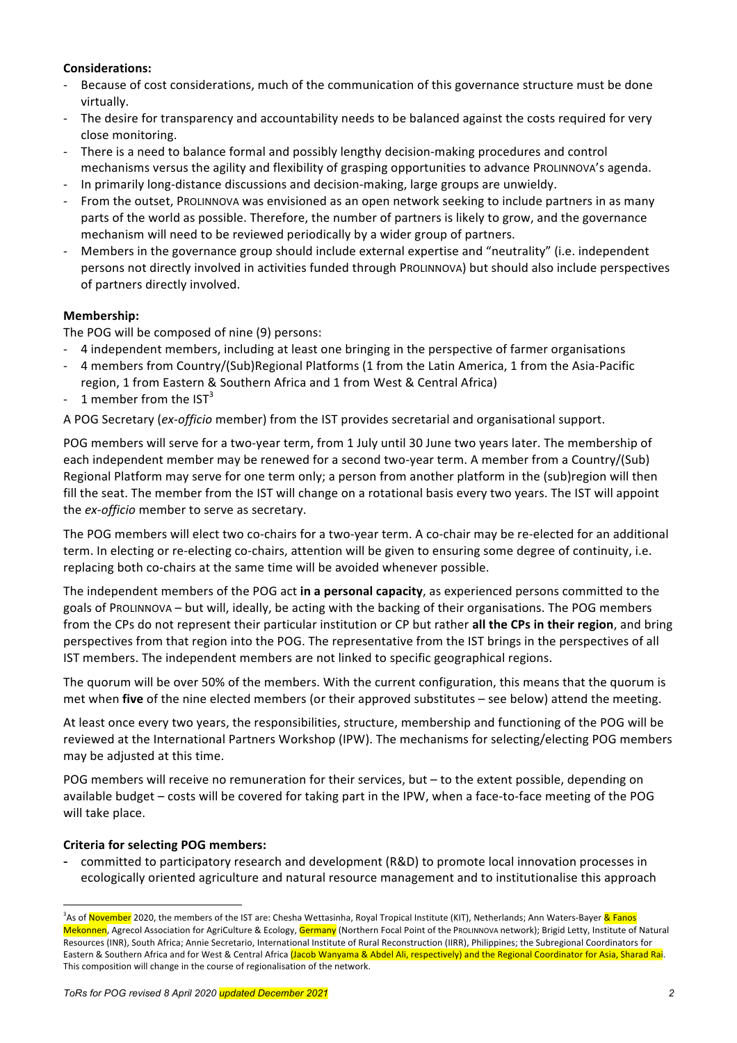**Considerations:**

- Because of cost considerations, much of the communication of this governance structure must be done virtually.
- The desire for transparency and accountability needs to be balanced against the costs required for very close monitoring.
- There is a need to balance formal and possibly lengthy decision-making procedures and control mechanisms versus the agility and flexibility of grasping opportunities to advance PROLINNOVA's agenda.
- In primarily long-distance discussions and decision-making, large groups are unwieldy.
- From the outset, PROLINNOVA was envisioned as an open network seeking to include partners in as many parts of the world as possible. Therefore, the number of partners is likely to grow, and the governance mechanism will need to be reviewed periodically by a wider group of partners.
- Members in the governance group should include external expertise and "neutrality" (i.e. independent persons not directly involved in activities funded through PROLINNOVA) but should also include perspectives of partners directly involved.

**Membership:**

The POG will be composed of nine (9) persons:

- 4 independent members, including at least one bringing in the perspective of farmer organisations
- 4 members from Country/(Sub)Regional Platforms (1 from the Latin America, 1 from the Asia-Pacific region, 1 from Eastern & Southern Africa and 1 from West & Central Africa)
- 1 member from the IST[3]

A POG Secretary (*ex-officio* member) from the IST provides secretarial and organisational support.

POG members will serve for a two-year term, from 1 July until 30 June two years later. The membership of each independent member may be renewed for a second two-year term. A member from a Country/(Sub) Regional Platform may serve for one term only; a person from another platform in the (sub)region will then fill the seat. The member from the IST will change on a rotational basis every two years. The IST will appoint the *ex-officio* member to serve as secretary.

The POG members will elect two co-chairs for a two-year term. A co-chair may be re-elected for an additional term. In electing or re-electing co-chairs, attention will be given to ensuring some degree of continuity, i.e. replacing both co-chairs at the same time will be avoided whenever possible.

The independent members of the POG act **in a personal capacity**, as experienced persons committed to the goals of PROLINNOVA – but will, ideally, be acting with the backing of their organisations. The POG members from the CPs do not represent their particular institution or CP but rather **all the CPs in their region**, and bring perspectives from that region into the POG. The representative from the IST brings in the perspectives of all IST members. The independent members are not linked to specific geographical regions.

The quorum will be over 50% of the members. With the current configuration, this means that the quorum is met when **five** of the nine elected members (or their approved substitutes – see below) attend the meeting.

At least once every two years, the responsibilities, structure, membership and functioning of the POG will be reviewed at the International Partners Workshop (IPW). The mechanisms for selecting/electing POG members may be adjusted at this time.

POG members will receive no remuneration for their services, but – to the extent possible, depending on available budget – costs will be covered for taking part in the IPW, when a face-to-face meeting of the POG will take place.

**Criteria for selecting POG members:**

- committed to participatory research and development (R&D) to promote local innovation processes in ecologically oriented agriculture and natural resource management and to institutionalise this approach

[3] As of November 2020, the members of the IST are: Chesha Wettasinha, Royal Tropical Institute (KIT), Netherlands; Ann Waters-Bayer & Fanos Mekonnen, Agrecol Association for AgriCulture & Ecology, Germany (Northern Focal Point of the PROLINNOVA network); Brigid Letty, Institute of Natural Resources (INR), South Africa; Annie Secretario, International Institute of Rural Reconstruction (IIRR), Philippines; the Subregional Coordinators for Eastern & Southern Africa and for West & Central Africa (Jacob Wanyama & Abdel Ali, respectively) and the Regional Coordinator for Asia, Sharad Rai. This composition will change in the course of regionalisation of the network.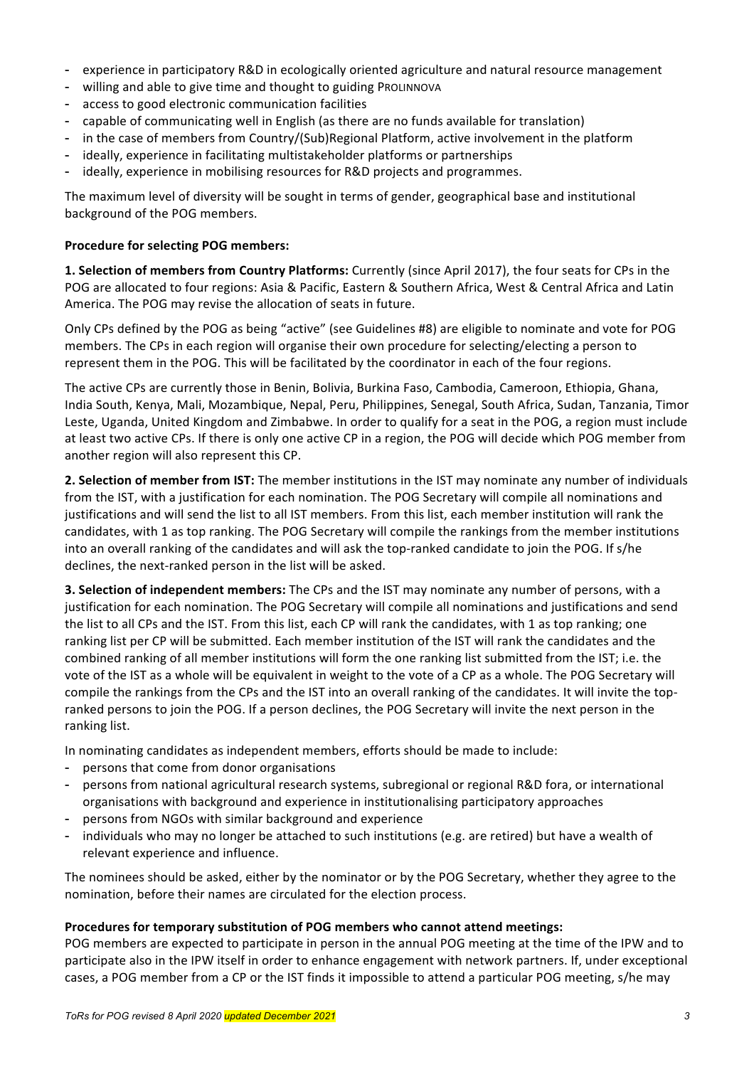- experience in participatory R&D in ecologically oriented agriculture and natural resource management
- willing and able to give time and thought to guiding PROLINNOVA
- access to good electronic communication facilities
- capable of communicating well in English (as there are no funds available for translation)
- in the case of members from Country/(Sub)Regional Platform, active involvement in the platform
- ideally, experience in facilitating multistakeholder platforms or partnerships
- ideally, experience in mobilising resources for R&D projects and programmes.

The maximum level of diversity will be sought in terms of gender, geographical base and institutional background of the POG members.

**Procedure for selecting POG members:**

**1. Selection of members from Country Platforms:** Currently (since April 2017), the four seats for CPs in the POG are allocated to four regions: Asia & Pacific, Eastern & Southern Africa, West & Central Africa and Latin America. The POG may revise the allocation of seats in future.

Only CPs defined by the POG as being "active" (see Guidelines #8) are eligible to nominate and vote for POG members. The CPs in each region will organise their own procedure for selecting/electing a person to represent them in the POG. This will be facilitated by the coordinator in each of the four regions.

The active CPs are currently those in Benin, Bolivia, Burkina Faso, Cambodia, Cameroon, Ethiopia, Ghana, India South, Kenya, Mali, Mozambique, Nepal, Peru, Philippines, Senegal, South Africa, Sudan, Tanzania, Timor Leste, Uganda, United Kingdom and Zimbabwe. In order to qualify for a seat in the POG, a region must include at least two active CPs. If there is only one active CP in a region, the POG will decide which POG member from another region will also represent this CP.

**2. Selection of member from IST:** The member institutions in the IST may nominate any number of individuals from the IST, with a justification for each nomination. The POG Secretary will compile all nominations and justifications and will send the list to all IST members. From this list, each member institution will rank the candidates, with 1 as top ranking. The POG Secretary will compile the rankings from the member institutions into an overall ranking of the candidates and will ask the top-ranked candidate to join the POG. If s/he declines, the next-ranked person in the list will be asked.

**3. Selection of independent members:** The CPs and the IST may nominate any number of persons, with a justification for each nomination. The POG Secretary will compile all nominations and justifications and send the list to all CPs and the IST. From this list, each CP will rank the candidates, with 1 as top ranking; one ranking list per CP will be submitted. Each member institution of the IST will rank the candidates and the combined ranking of all member institutions will form the one ranking list submitted from the IST; i.e. the vote of the IST as a whole will be equivalent in weight to the vote of a CP as a whole. The POG Secretary will compile the rankings from the CPs and the IST into an overall ranking of the candidates. It will invite the top-ranked persons to join the POG. If a person declines, the POG Secretary will invite the next person in the ranking list.

In nominating candidates as independent members, efforts should be made to include:

- persons that come from donor organisations
- persons from national agricultural research systems, subregional or regional R&D fora, or international organisations with background and experience in institutionalising participatory approaches
- persons from NGOs with similar background and experience
- individuals who may no longer be attached to such institutions (e.g. are retired) but have a wealth of relevant experience and influence.

The nominees should be asked, either by the nominator or by the POG Secretary, whether they agree to the nomination, before their names are circulated for the election process.

**Procedures for temporary substitution of POG members who cannot attend meetings:**

POG members are expected to participate in person in the annual POG meeting at the time of the IPW and to participate also in the IPW itself in order to enhance engagement with network partners. If, under exceptional cases, a POG member from a CP or the IST finds it impossible to attend a particular POG meeting, s/he may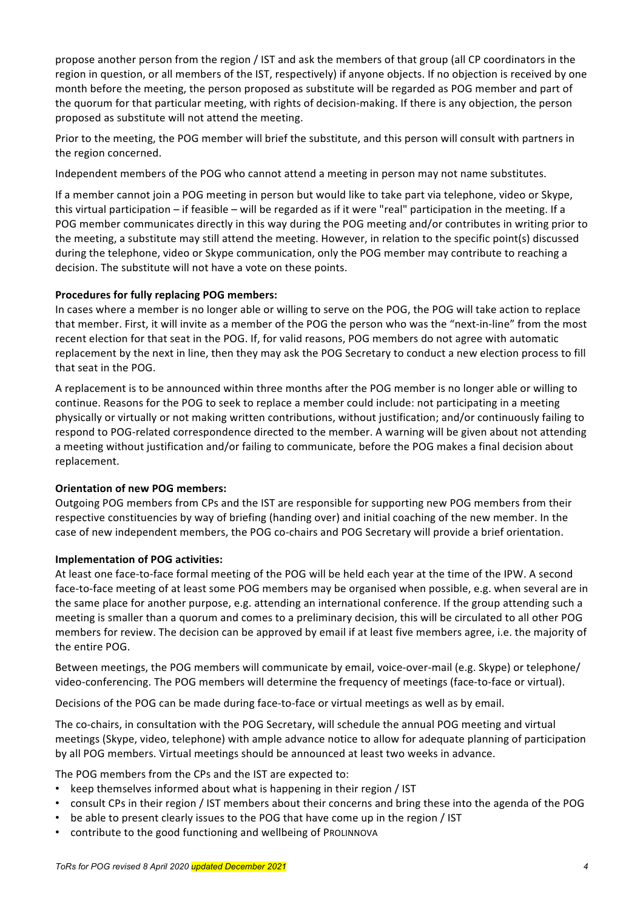propose another person from the region / IST and ask the members of that group (all CP coordinators in the region in question, or all members of the IST, respectively) if anyone objects. If no objection is received by one month before the meeting, the person proposed as substitute will be regarded as POG member and part of the quorum for that particular meeting, with rights of decision-making. If there is any objection, the person proposed as substitute will not attend the meeting.

Prior to the meeting, the POG member will brief the substitute, and this person will consult with partners in the region concerned.

Independent members of the POG who cannot attend a meeting in person may not name substitutes.

If a member cannot join a POG meeting in person but would like to take part via telephone, video or Skype, this virtual participation – if feasible – will be regarded as if it were "real" participation in the meeting. If a POG member communicates directly in this way during the POG meeting and/or contributes in writing prior to the meeting, a substitute may still attend the meeting. However, in relation to the specific point(s) discussed during the telephone, video or Skype communication, only the POG member may contribute to reaching a decision. The substitute will not have a vote on these points.

**Procedures for fully replacing POG members:**
In cases where a member is no longer able or willing to serve on the POG, the POG will take action to replace that member. First, it will invite as a member of the POG the person who was the "next-in-line" from the most recent election for that seat in the POG. If, for valid reasons, POG members do not agree with automatic replacement by the next in line, then they may ask the POG Secretary to conduct a new election process to fill that seat in the POG.

A replacement is to be announced within three months after the POG member is no longer able or willing to continue. Reasons for the POG to seek to replace a member could include: not participating in a meeting physically or virtually or not making written contributions, without justification; and/or continuously failing to respond to POG-related correspondence directed to the member. A warning will be given about not attending a meeting without justification and/or failing to communicate, before the POG makes a final decision about replacement.

**Orientation of new POG members:**
Outgoing POG members from CPs and the IST are responsible for supporting new POG members from their respective constituencies by way of briefing (handing over) and initial coaching of the new member. In the case of new independent members, the POG co-chairs and POG Secretary will provide a brief orientation.

**Implementation of POG activities:**
At least one face-to-face formal meeting of the POG will be held each year at the time of the IPW. A second face-to-face meeting of at least some POG members may be organised when possible, e.g. when several are in the same place for another purpose, e.g. attending an international conference. If the group attending such a meeting is smaller than a quorum and comes to a preliminary decision, this will be circulated to all other POG members for review. The decision can be approved by email if at least five members agree, i.e. the majority of the entire POG.

Between meetings, the POG members will communicate by email, voice-over-mail (e.g. Skype) or telephone/ video-conferencing. The POG members will determine the frequency of meetings (face-to-face or virtual).

Decisions of the POG can be made during face-to-face or virtual meetings as well as by email.

The co-chairs, in consultation with the POG Secretary, will schedule the annual POG meeting and virtual meetings (Skype, video, telephone) with ample advance notice to allow for adequate planning of participation by all POG members. Virtual meetings should be announced at least two weeks in advance.

The POG members from the CPs and the IST are expected to:

- keep themselves informed about what is happening in their region / IST
- consult CPs in their region / IST members about their concerns and bring these into the agenda of the POG
- be able to present clearly issues to the POG that have come up in the region / IST
- contribute to the good functioning and wellbeing of PROLINNOVA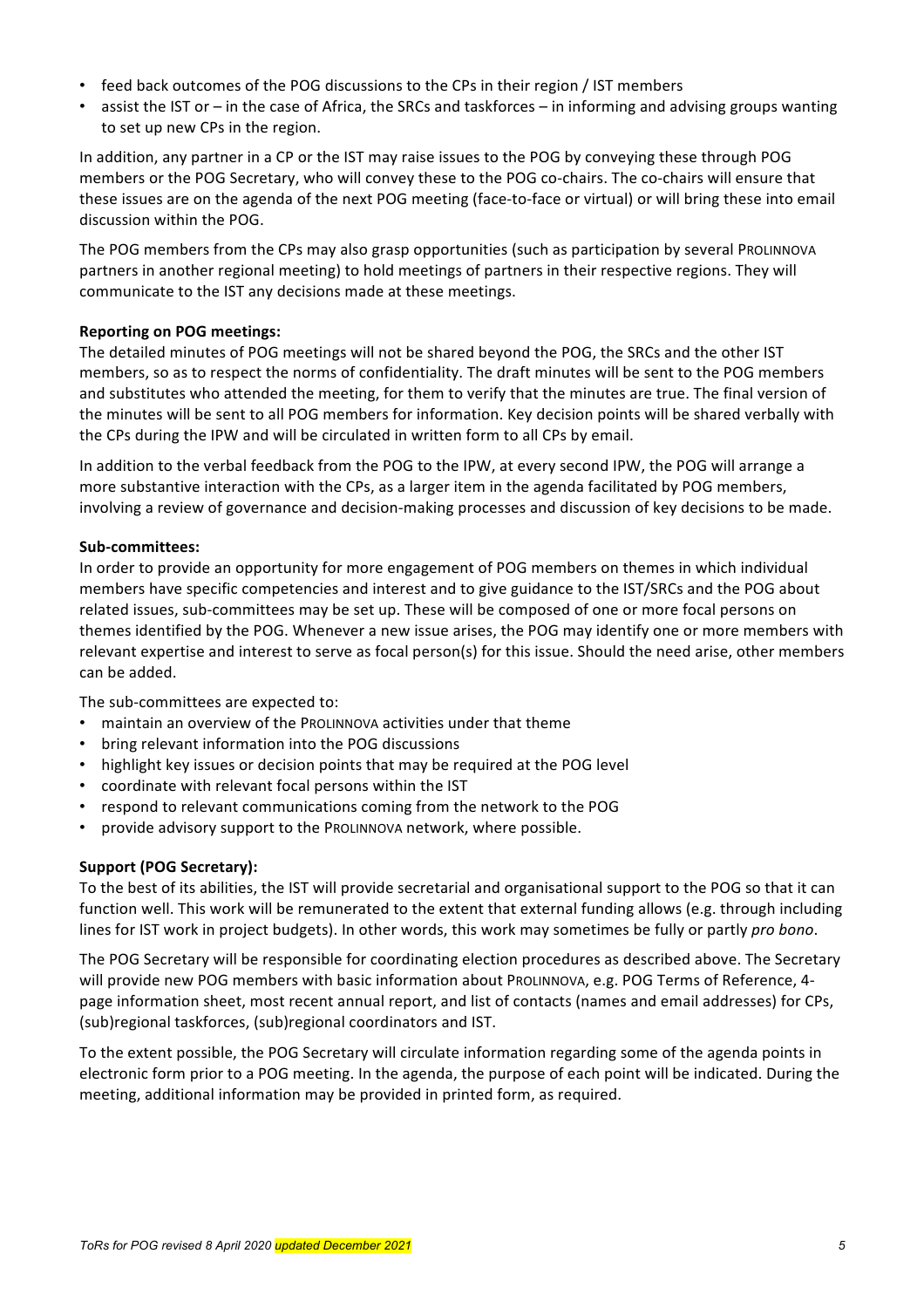- feed back outcomes of the POG discussions to the CPs in their region / IST members
- assist the IST or – in the case of Africa, the SRCs and taskforces – in informing and advising groups wanting to set up new CPs in the region.

In addition, any partner in a CP or the IST may raise issues to the POG by conveying these through POG members or the POG Secretary, who will convey these to the POG co-chairs. The co-chairs will ensure that these issues are on the agenda of the next POG meeting (face-to-face or virtual) or will bring these into email discussion within the POG.

The POG members from the CPs may also grasp opportunities (such as participation by several PROLINNOVA partners in another regional meeting) to hold meetings of partners in their respective regions. They will communicate to the IST any decisions made at these meetings.

**Reporting on POG meetings:**

The detailed minutes of POG meetings will not be shared beyond the POG, the SRCs and the other IST members, so as to respect the norms of confidentiality. The draft minutes will be sent to the POG members and substitutes who attended the meeting, for them to verify that the minutes are true. The final version of the minutes will be sent to all POG members for information. Key decision points will be shared verbally with the CPs during the IPW and will be circulated in written form to all CPs by email.

In addition to the verbal feedback from the POG to the IPW, at every second IPW, the POG will arrange a more substantive interaction with the CPs, as a larger item in the agenda facilitated by POG members, involving a review of governance and decision-making processes and discussion of key decisions to be made.

**Sub-committees:**

In order to provide an opportunity for more engagement of POG members on themes in which individual members have specific competencies and interest and to give guidance to the IST/SRCs and the POG about related issues, sub-committees may be set up. These will be composed of one or more focal persons on themes identified by the POG. Whenever a new issue arises, the POG may identify one or more members with relevant expertise and interest to serve as focal person(s) for this issue. Should the need arise, other members can be added.

The sub-committees are expected to:

- maintain an overview of the PROLINNOVA activities under that theme
- bring relevant information into the POG discussions
- highlight key issues or decision points that may be required at the POG level
- coordinate with relevant focal persons within the IST
- respond to relevant communications coming from the network to the POG
- provide advisory support to the PROLINNOVA network, where possible.

**Support (POG Secretary):**

To the best of its abilities, the IST will provide secretarial and organisational support to the POG so that it can function well. This work will be remunerated to the extent that external funding allows (e.g. through including lines for IST work in project budgets). In other words, this work may sometimes be fully or partly *pro bono*.

The POG Secretary will be responsible for coordinating election procedures as described above. The Secretary will provide new POG members with basic information about PROLINNOVA, e.g. POG Terms of Reference, 4-page information sheet, most recent annual report, and list of contacts (names and email addresses) for CPs, (sub)regional taskforces, (sub)regional coordinators and IST.

To the extent possible, the POG Secretary will circulate information regarding some of the agenda points in electronic form prior to a POG meeting. In the agenda, the purpose of each point will be indicated. During the meeting, additional information may be provided in printed form, as required.